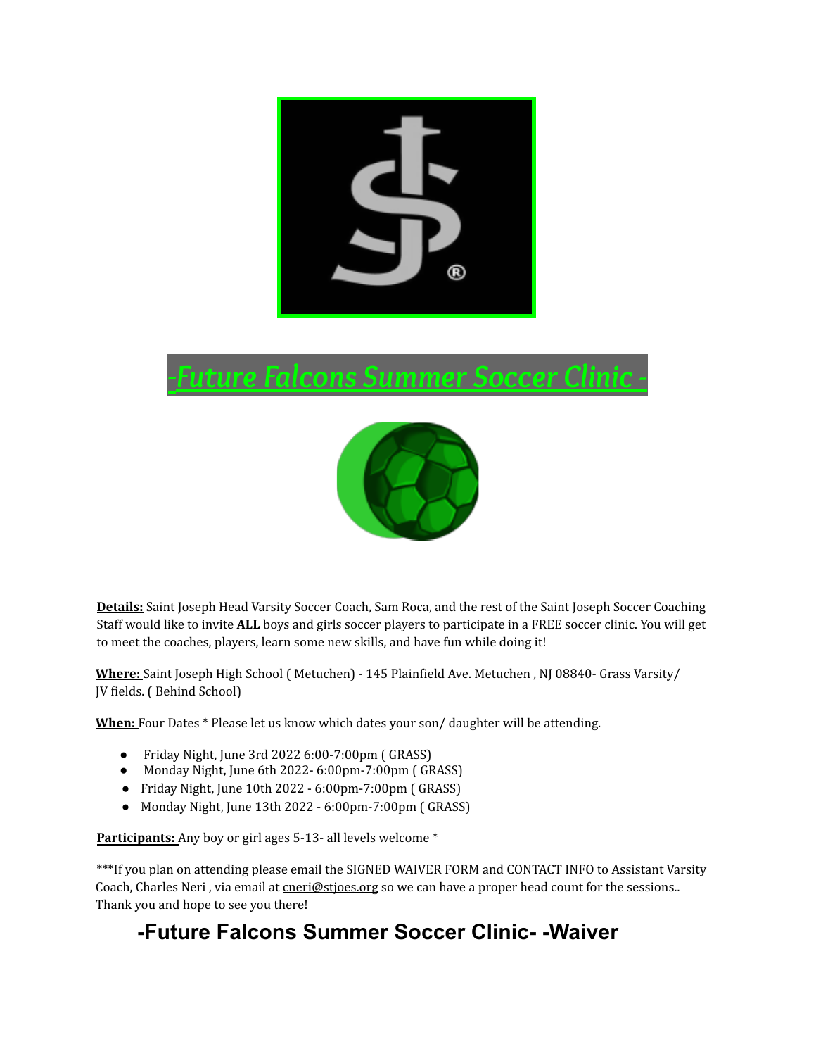# -Future Falcons Summer Soccer Clinic -

**Details:** Saint Joseph Head Varsity Soccer Coach, Sam Roca, and the rest of the Saint Joseph Soccer Coaching Staff would like to invite **ALL** boys and girls soccer players to participate in a FREE soccer clinic. You will get to meet the coaches, players, learn some new skills, and have fun while doing it!

**Where:** Saint Joseph High School ( Metuchen) - 145 Plainfield Ave. Metuchen , NJ 08840- Grass Varsity/ JV fields. ( Behind School)

**When:** Four Dates * Please let us know which dates your son/ daughter will be attending.

- Friday Night, June 3rd 2022 6:00-7:00pm ( GRASS)
- Monday Night, June 6th 2022- 6:00pm-7:00pm ( GRASS)
- Friday Night, June 10th 2022 - 6:00pm-7:00pm ( GRASS)
- Monday Night, June 13th 2022 - 6:00pm-7:00pm ( GRASS)

**Participants:** Any boy or girl ages 5-13- all levels welcome *

***If you plan on attending please email the SIGNED WAIVER FORM and CONTACT INFO to Assistant Varsity Coach, Charles Neri , via email at cneri@stjoes.org so we can have a proper head count for the sessions.. Thank you and hope to see you there!

## -Future Falcons Summer Soccer Clinic- -Waiver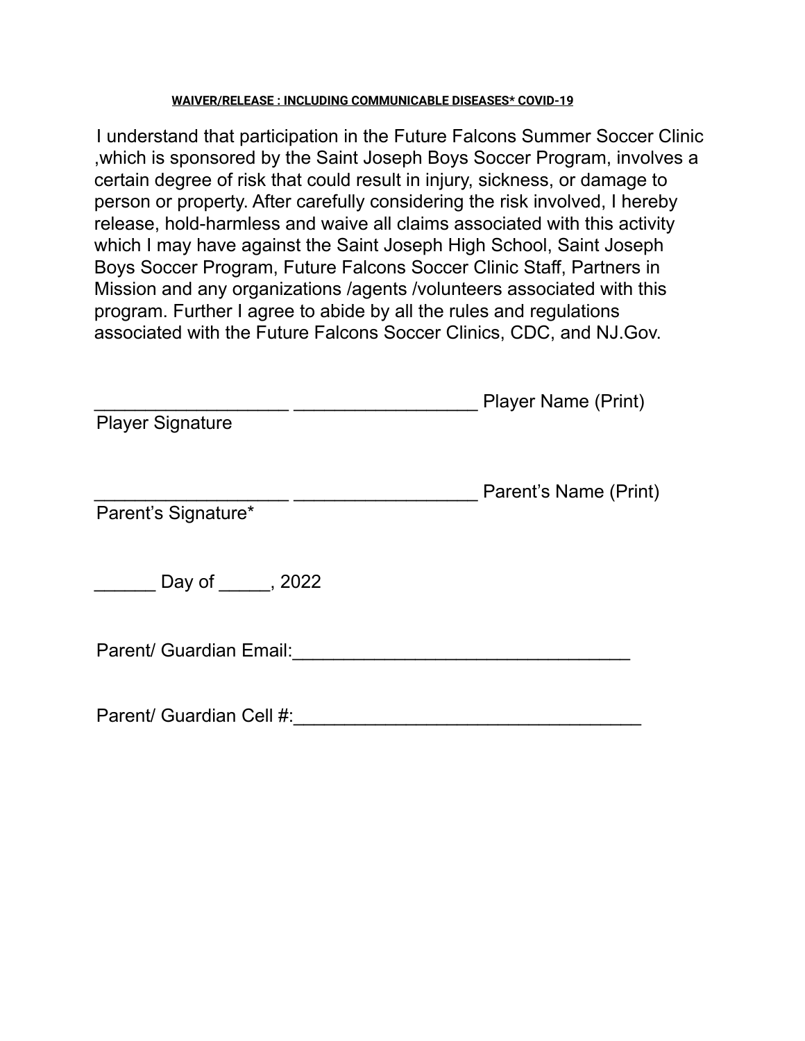**WAIVER/RELEASE : INCLUDING COMMUNICABLE DISEASES* COVID-19**

I understand that participation in the Future Falcons Summer Soccer Clinic ,which is sponsored by the Saint Joseph Boys Soccer Program, involves a certain degree of risk that could result in injury, sickness, or damage to person or property. After carefully considering the risk involved, I hereby release, hold-harmless and waive all claims associated with this activity which I may have against the Saint Joseph High School, Saint Joseph Boys Soccer Program, Future Falcons Soccer Clinic Staff, Partners in Mission and any organizations /agents /volunteers associated with this program. Further I agree to abide by all the rules and regulations associated with the Future Falcons Soccer Clinics, CDC, and NJ.Gov.

___________________ __________________ Player Name (Print)
Player Signature

___________________ __________________ Parent's Name (Print)
Parent's Signature*

______ Day of _____, 2022

Parent/ Guardian Email:_________________________________

Parent/ Guardian Cell #:__________________________________